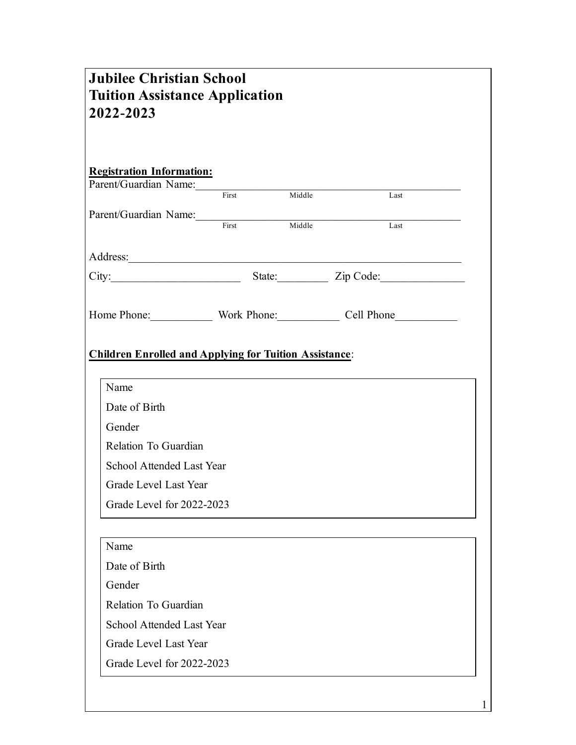# Jubilee Christian School
# Tuition Assistance Application
# 2022-2023

**Registration Information:**

Parent/Guardian Name:________________________________________________
First Middle Last

Parent/Guardian Name:________________________________________________
First Middle Last

Address:____________________________________________________________

City:______________________ State:_________ Zip Code:_______________

Home Phone:___________ Work Phone:___________ Cell Phone___________

**Children Enrolled and Applying for Tuition Assistance**:

| |
|---|
| Name |
| Date of Birth |
| Gender |
| Relation To Guardian |
| School Attended Last Year |
| Grade Level Last Year |
| Grade Level for 2022-2023 |

| |
|---|
| Name |
| Date of Birth |
| Gender |
| Relation To Guardian |
| School Attended Last Year |
| Grade Level Last Year |
| Grade Level for 2022-2023 |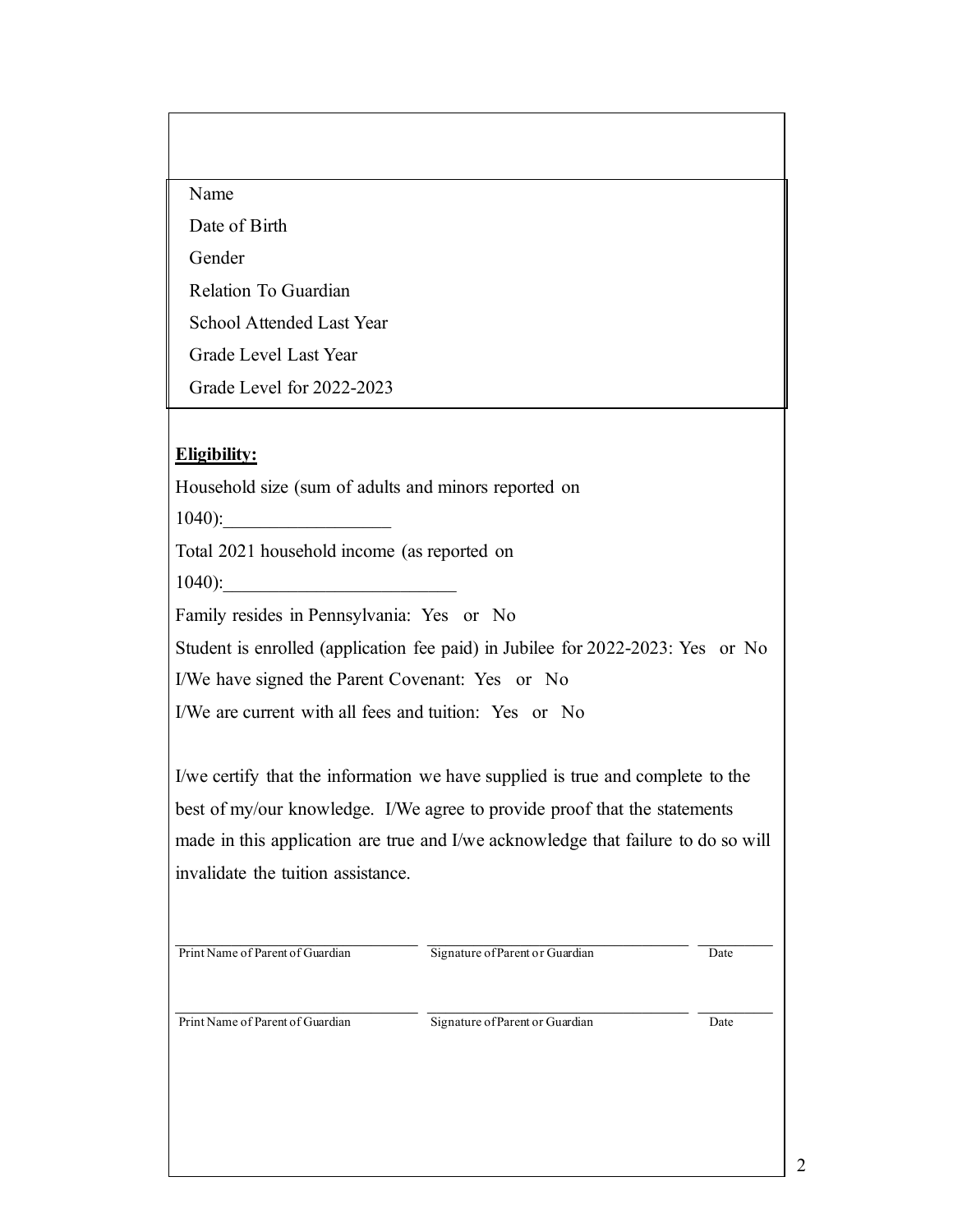Name

Date of Birth

Gender

Relation To Guardian

School Attended Last Year

Grade Level Last Year

Grade Level for 2022-2023

**Eligibility:**

Household size (sum of adults and minors reported on 1040):__________________

Total 2021 household income (as reported on 1040):_________________________

Family resides in Pennsylvania: Yes or No

Student is enrolled (application fee paid) in Jubilee for 2022-2023: Yes or No

I/We have signed the Parent Covenant: Yes or No

I/We are current with all fees and tuition: Yes or No

I/we certify that the information we have supplied is true and complete to the best of my/our knowledge. I/We agree to provide proof that the statements made in this application are true and I/we acknowledge that failure to do so will invalidate the tuition assistance.

| Print Name of Parent of Guardian | Signature of Parent or Guardian | Date |
|---|---|---|
| | | |

| Print Name of Parent of Guardian | Signature of Parent or Guardian | Date |
|---|---|---|
| | | |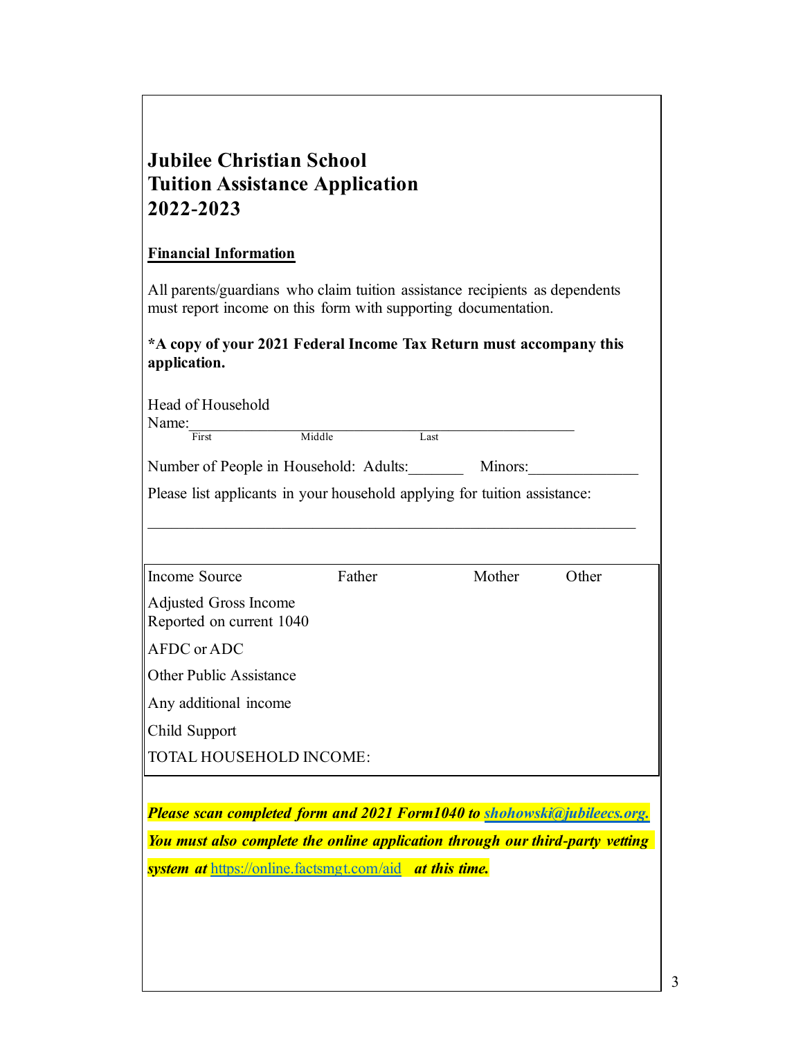# Jubilee Christian School
# Tuition Assistance Application
# 2022-2023

**Financial Information**

All parents/guardians who claim tuition assistance recipients as dependents must report income on this form with supporting documentation.

**\*A copy of your 2021 Federal Income Tax Return must accompany this application.**

Head of Household

Name:\_\_\_\_\_\_\_\_\_\_\_\_\_\_\_\_\_\_\_\_\_\_\_\_\_\_\_\_\_\_\_\_\_\_\_\_\_\_\_\_\_\_\_\_\_\_\_\_
First Middle Last

Number of People in Household: Adults:\_\_\_\_\_\_\_ Minors:\_\_\_\_\_\_\_\_\_\_\_\_\_\_

Please list applicants in your household applying for tuition assistance:

\_\_\_\_\_\_\_\_\_\_\_\_\_\_\_\_\_\_\_\_\_\_\_\_\_\_\_\_\_\_\_\_\_\_\_\_\_\_\_\_\_\_\_\_\_\_\_\_\_\_\_\_\_\_\_\_\_\_\_\_\_\_\_\_

| Income Source | Father | Mother | Other |
|---|---|---|---|
| Adjusted Gross Income Reported on current 1040 | | | |
| AFDC or ADC | | | |
| Other Public Assistance | | | |
| Any additional income | | | |
| Child Support | | | |
| TOTAL HOUSEHOLD INCOME: | | | |

***Please scan completed form and 2021 Form1040 to [shohowski@jubileecs.org.](mailto:shohowski@jubileecs.org)***

***You must also complete the online application through our third-party vetting system at*** [https://online.factsmgt.com/aid](https://online.factsmgt.com/aid) ***at this time.***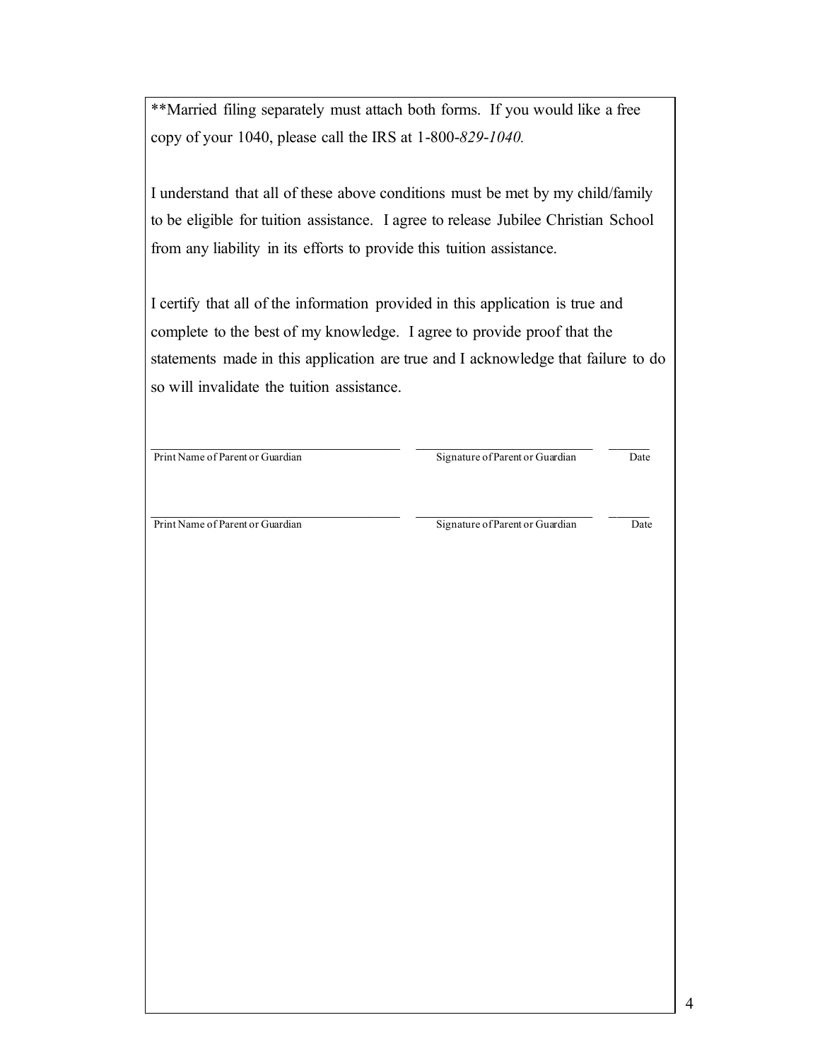**Married filing separately must attach both forms. If you would like a free copy of your 1040, please call the IRS at 1-800-*829-1040.*

I understand that all of these above conditions must be met by my child/family to be eligible for tuition assistance. I agree to release Jubilee Christian School from any liability in its efforts to provide this tuition assistance.

I certify that all of the information provided in this application is true and complete to the best of my knowledge. I agree to provide proof that the statements made in this application are true and I acknowledge that failure to do so will invalidate the tuition assistance.

| | | |
|---|---|---|
| ______________________________ | ______________________________ | ________ |
| Print Name of Parent or Guardian | Signature of Parent or Guardian | Date |
| ______________________________ | ______________________________ | ________ |
| Print Name of Parent or Guardian | Signature of Parent or Guardian | Date |